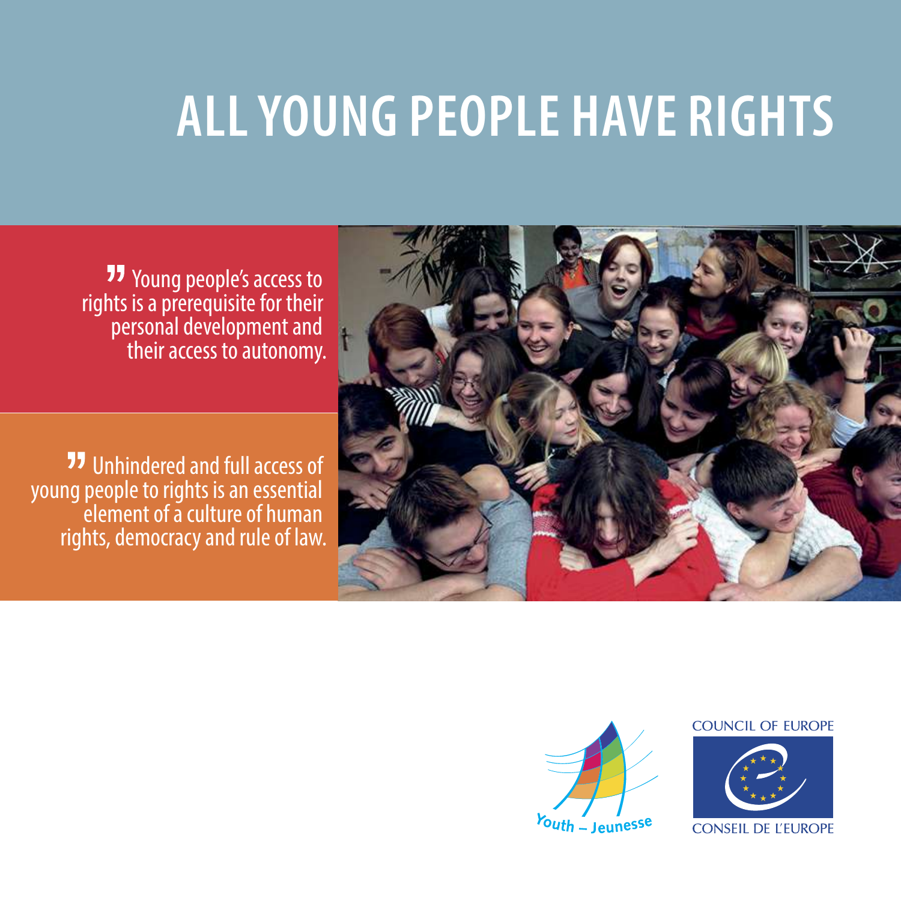# ALL YOUNG PEOPLE HAVE RIGHTS

> Young people's access to rights is a prerequisite for their personal development and their access to autonomy.

> Unhindered and full access of young people to rights is an essential element of a culture of human rights, democracy and rule of law.

Youth – Jeunesse

COUNCIL OF EUROPE

CONSEIL DE L'EUROPE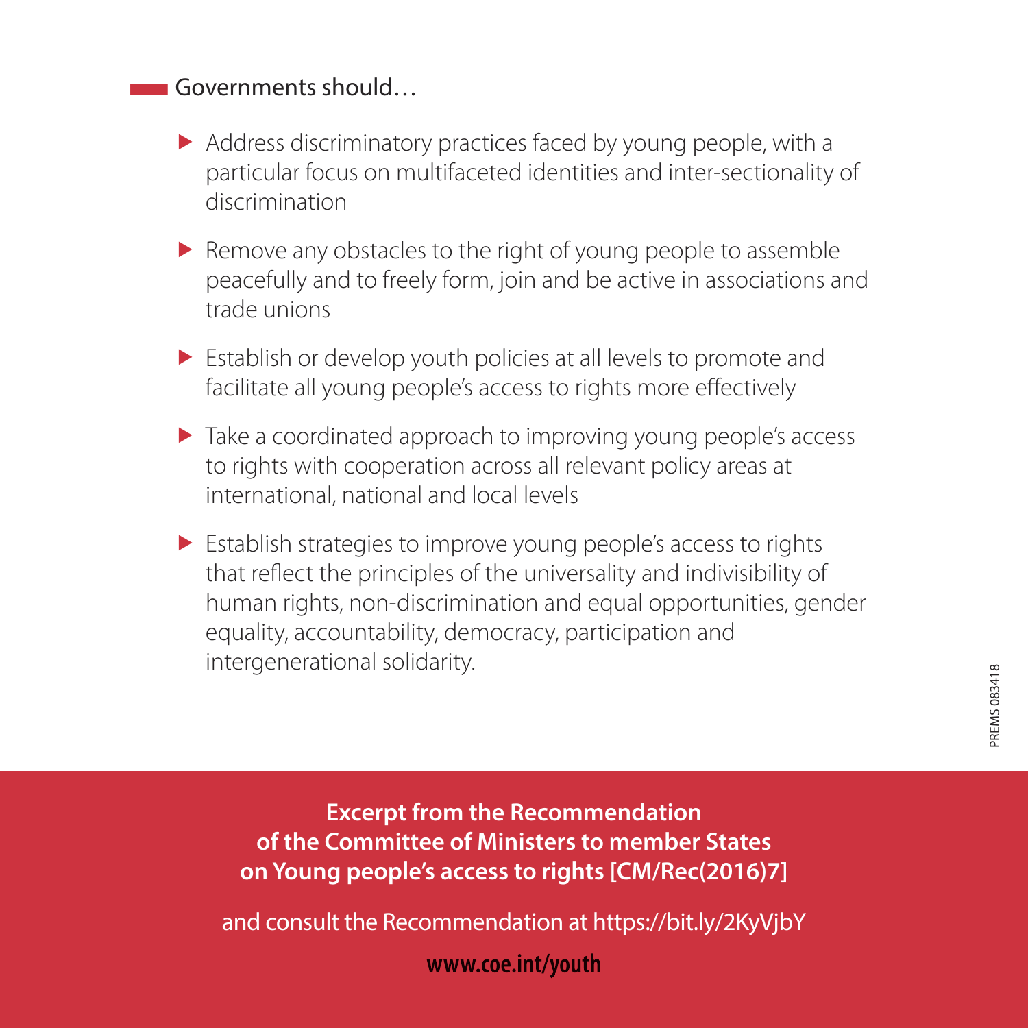## Governments should…

- Address discriminatory practices faced by young people, with a particular focus on multifaceted identities and inter-sectionality of discrimination
- Remove any obstacles to the right of young people to assemble peacefully and to freely form, join and be active in associations and trade unions
- Establish or develop youth policies at all levels to promote and facilitate all young people's access to rights more effectively
- Take a coordinated approach to improving young people's access to rights with cooperation across all relevant policy areas at international, national and local levels
- Establish strategies to improve young people's access to rights that reflect the principles of the universality and indivisibility of human rights, non-discrimination and equal opportunities, gender equality, accountability, democracy, participation and intergenerational solidarity.

PREMS 083418

**Excerpt from the Recommendation of the Committee of Ministers to member States on Young people's access to rights [CM/Rec(2016)7]**

and consult the Recommendation at https://bit.ly/2KyVjbY

**www.coe.int/youth**